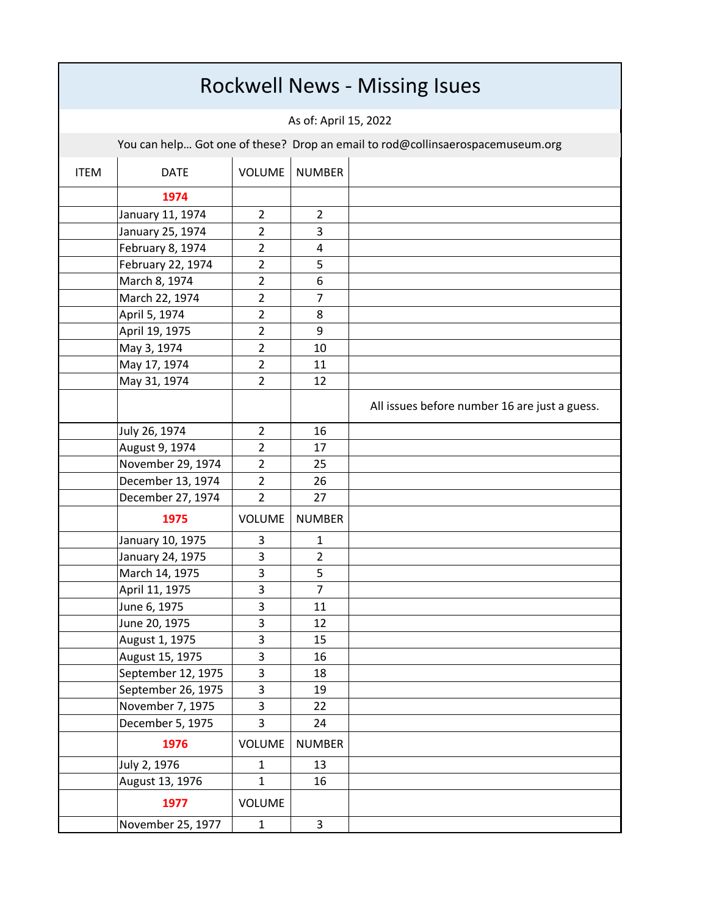# Rockwell News - Missing Isues

As of: April 15, 2022

You can help… Got one of these? Drop an email to rod@collinsaerospacemuseum.org

| ITEM | DATE | VOLUME | NUMBER | |
|---|---|---|---|---|
| | **1974** | | | |
| | January 11, 1974 | 2 | 2 | |
| | January 25, 1974 | 2 | 3 | |
| | February 8, 1974 | 2 | 4 | |
| | February 22, 1974 | 2 | 5 | |
| | March 8, 1974 | 2 | 6 | |
| | March 22, 1974 | 2 | 7 | |
| | April 5, 1974 | 2 | 8 | |
| | April 19, 1975 | 2 | 9 | |
| | May 3, 1974 | 2 | 10 | |
| | May 17, 1974 | 2 | 11 | |
| | May 31, 1974 | 2 | 12 | |
| | | | | All issues before number 16 are just a guess. |
| | July 26, 1974 | 2 | 16 | |
| | August 9, 1974 | 2 | 17 | |
| | November 29, 1974 | 2 | 25 | |
| | December 13, 1974 | 2 | 26 | |
| | December 27, 1974 | 2 | 27 | |
| | **1975** | VOLUME | NUMBER | |
| | January 10, 1975 | 3 | 1 | |
| | January 24, 1975 | 3 | 2 | |
| | March 14, 1975 | 3 | 5 | |
| | April 11, 1975 | 3 | 7 | |
| | June 6, 1975 | 3 | 11 | |
| | June 20, 1975 | 3 | 12 | |
| | August 1, 1975 | 3 | 15 | |
| | August 15, 1975 | 3 | 16 | |
| | September 12, 1975 | 3 | 18 | |
| | September 26, 1975 | 3 | 19 | |
| | November 7, 1975 | 3 | 22 | |
| | December 5, 1975 | 3 | 24 | |
| | **1976** | VOLUME | NUMBER | |
| | July 2, 1976 | 1 | 13 | |
| | August 13, 1976 | 1 | 16 | |
| | **1977** | VOLUME | | |
| | November 25, 1977 | 1 | 3 | |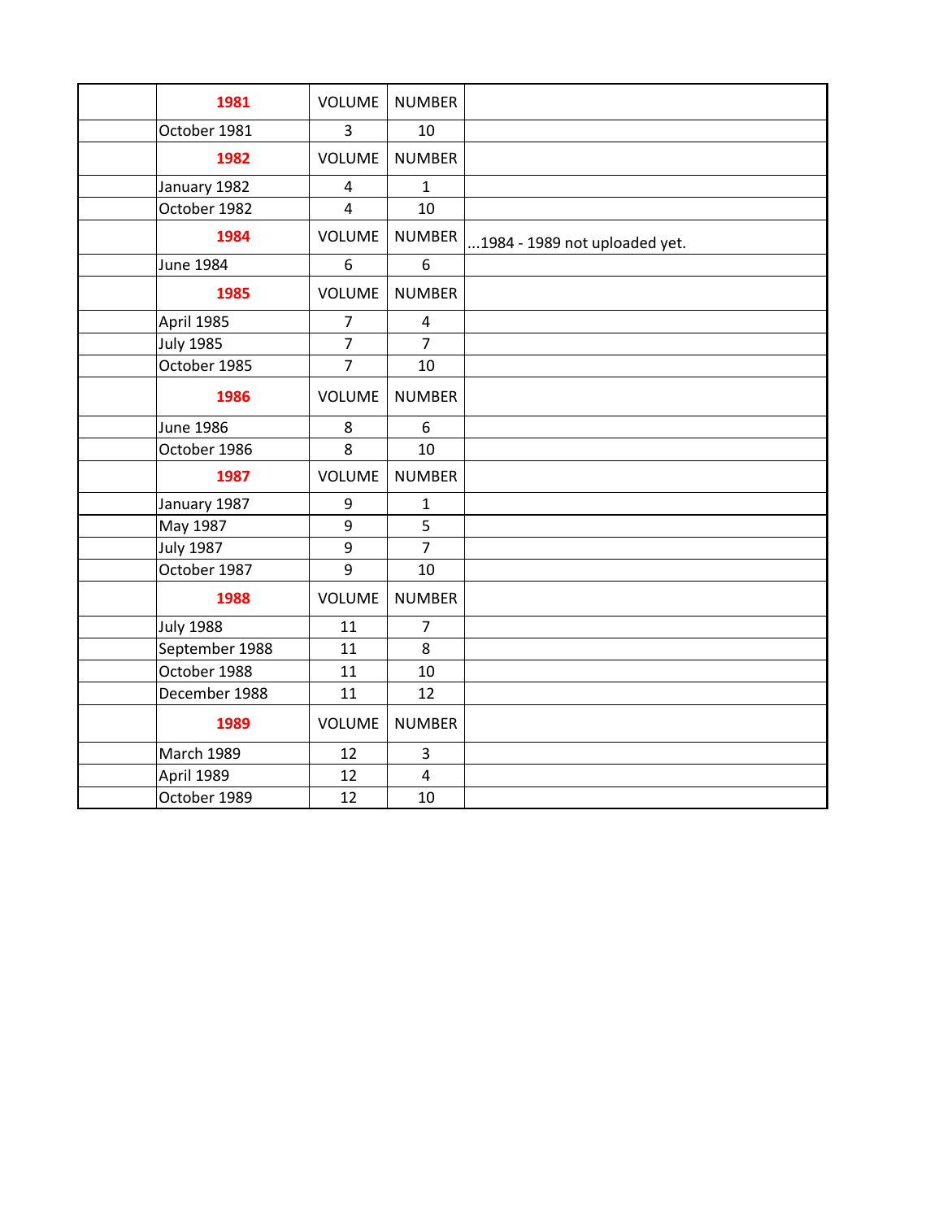| | | | | |
|---|---|---|---|---|
| | **1981** | VOLUME | NUMBER | |
| | October 1981 | 3 | 10 | |
| | **1982** | VOLUME | NUMBER | |
| | January 1982 | 4 | 1 | |
| | October 1982 | 4 | 10 | |
| | **1984** | VOLUME | NUMBER | ...1984 - 1989 not uploaded yet. |
| | June 1984 | 6 | 6 | |
| | **1985** | VOLUME | NUMBER | |
| | April 1985 | 7 | 4 | |
| | July 1985 | 7 | 7 | |
| | October 1985 | 7 | 10 | |
| | **1986** | VOLUME | NUMBER | |
| | June 1986 | 8 | 6 | |
| | October 1986 | 8 | 10 | |
| | **1987** | VOLUME | NUMBER | |
| | January 1987 | 9 | 1 | |
| | May 1987 | 9 | 5 | |
| | July 1987 | 9 | 7 | |
| | October 1987 | 9 | 10 | |
| | **1988** | VOLUME | NUMBER | |
| | July 1988 | 11 | 7 | |
| | September 1988 | 11 | 8 | |
| | October 1988 | 11 | 10 | |
| | December 1988 | 11 | 12 | |
| | **1989** | VOLUME | NUMBER | |
| | March 1989 | 12 | 3 | |
| | April 1989 | 12 | 4 | |
| | October 1989 | 12 | 10 | |